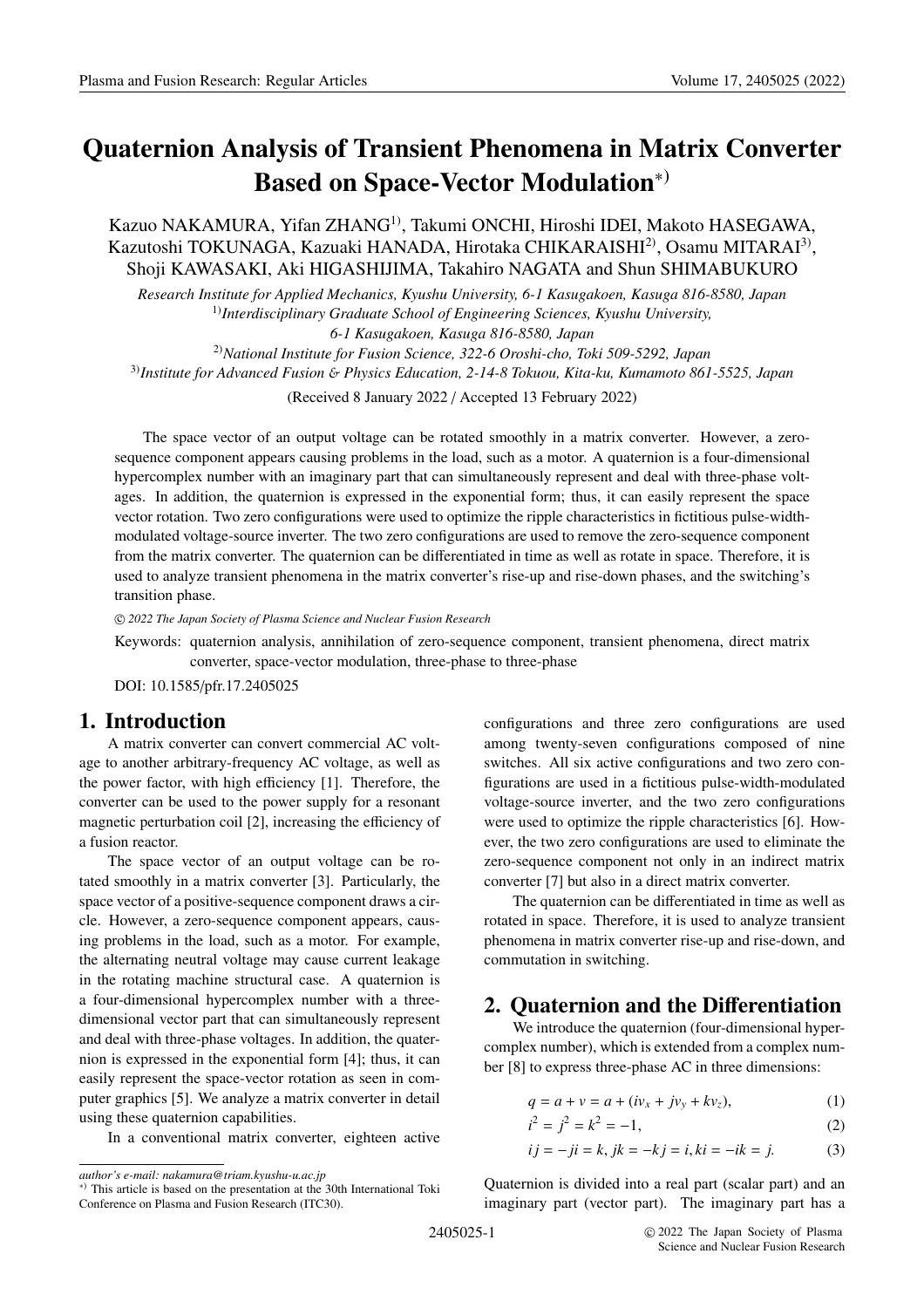# Quaternion Analysis of Transient Phenomena in Matrix Converter Based on Space-Vector Modulation*)

Kazuo NAKAMURA, Yifan ZHANG[1)], Takumi ONCHI, Hiroshi IDEI, Makoto HASEGAWA, Kazutoshi TOKUNAGA, Kazuaki HANADA, Hirotaka CHIKARAISHI[2)], Osamu MITARAI[3)], Shoji KAWASAKI, Aki HIGASHIJIMA, Takahiro NAGATA and Shun SHIMABUKURO

*Research Institute for Applied Mechanics, Kyushu University, 6-1 Kasugakoen, Kasuga 816-8580, Japan*
[1)]*Interdisciplinary Graduate School of Engineering Sciences, Kyushu University, 6-1 Kasugakoen, Kasuga 816-8580, Japan*
[2)]*National Institute for Fusion Science, 322-6 Oroshi-cho, Toki 509-5292, Japan*
[3)]*Institute for Advanced Fusion & Physics Education, 2-14-8 Tokuou, Kita-ku, Kumamoto 861-5525, Japan*

(Received 8 January 2022 / Accepted 13 February 2022)

The space vector of an output voltage can be rotated smoothly in a matrix converter. However, a zero-sequence component appears causing problems in the load, such as a motor. A quaternion is a four-dimensional hypercomplex number with an imaginary part that can simultaneously represent and deal with three-phase voltages. In addition, the quaternion is expressed in the exponential form; thus, it can easily represent the space vector rotation. Two zero configurations were used to optimize the ripple characteristics in fictitious pulse-width-modulated voltage-source inverter. The two zero configurations are used to remove the zero-sequence component from the matrix converter. The quaternion can be differentiated in time as well as rotate in space. Therefore, it is used to analyze transient phenomena in the matrix converter's rise-up and rise-down phases, and the switching's transition phase.

© 2022 The Japan Society of Plasma Science and Nuclear Fusion Research

Keywords: quaternion analysis, annihilation of zero-sequence component, transient phenomena, direct matrix converter, space-vector modulation, three-phase to three-phase

DOI: 10.1585/pfr.17.2405025

## 1. Introduction

A matrix converter can convert commercial AC voltage to another arbitrary-frequency AC voltage, as well as the power factor, with high efficiency [1]. Therefore, the converter can be used to the power supply for a resonant magnetic perturbation coil [2], increasing the efficiency of a fusion reactor.

The space vector of an output voltage can be rotated smoothly in a matrix converter [3]. Particularly, the space vector of a positive-sequence component draws a circle. However, a zero-sequence component appears, causing problems in the load, such as a motor. For example, the alternating neutral voltage may cause current leakage in the rotating machine structural case. A quaternion is a four-dimensional hypercomplex number with a three-dimensional vector part that can simultaneously represent and deal with three-phase voltages. In addition, the quaternion is expressed in the exponential form [4]; thus, it can easily represent the space-vector rotation as seen in computer graphics [5]. We analyze a matrix converter in detail using these quaternion capabilities.

In a conventional matrix converter, eighteen active configurations and three zero configurations are used among twenty-seven configurations composed of nine switches. All six active configurations and two zero configurations are used in a fictitious pulse-width-modulated voltage-source inverter, and the two zero configurations were used to optimize the ripple characteristics [6]. However, the two zero configurations are used to eliminate the zero-sequence component not only in an indirect matrix converter [7] but also in a direct matrix converter.

The quaternion can be differentiated in time as well as rotated in space. Therefore, it is used to analyze transient phenomena in matrix converter rise-up and rise-down, and commutation in switching.

## 2. Quaternion and the Differentiation

We introduce the quaternion (four-dimensional hypercomplex number), which is extended from a complex number [8] to express three-phase AC in three dimensions:

$$q = a + v = a + (iv_x + jv_y + kv_z), \quad (1)$$

$$i^2 = j^2 = k^2 = -1, \quad (2)$$

$$ij = -ji = k, jk = -kj = i, ki = -ik = j. \quad (3)$$

Quaternion is divided into a real part (scalar part) and an imaginary part (vector part). The imaginary part has a

author's e-mail: nakamura@triam.kyushu-u.ac.jp

*) This article is based on the presentation at the 30th International Toki Conference on Plasma and Fusion Research (ITC30).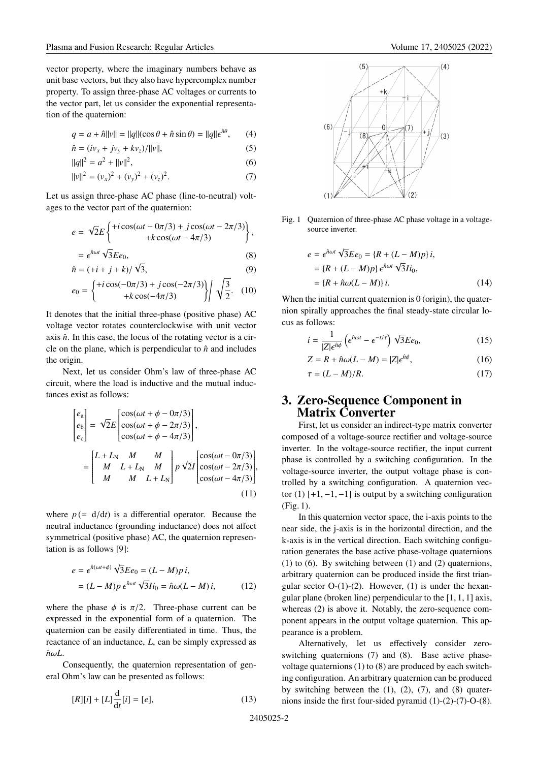vector property, where the imaginary numbers behave as unit base vectors, but they also have hypercomplex number property. To assign three-phase AC voltages or currents to the vector part, let us consider the exponential representation of the quaternion:

$$q = a + \hat{n}\|v\| = \|q\|(\cos\theta + \hat{n}\sin\theta) = \|q\|\epsilon^{\hat{n}\theta}, \tag{4}$$

$$\hat{n} = (iv_x + jv_y + kv_z)/\|v\|, \tag{5}$$

$$\|q\|^2 = a^2 + \|v\|^2, \tag{6}$$

$$\|v\|^2 = (v_x)^2 + (v_y)^2 + (v_z)^2. \tag{7}$$

Let us assign three-phase AC phase (line-to-neutral) voltages to the vector part of the quaternion:

$$e = \sqrt{2}E\left\{\begin{matrix} +i\cos(\omega t - 0\pi/3) + j\cos(\omega t - 2\pi/3) \\ +k\cos(\omega t - 4\pi/3) \end{matrix}\right\},$$

$$= \epsilon^{\hat{n}\omega t}\sqrt{3}Ee_0, \tag{8}$$

$$\hat{n} = (+i + j + k)/\sqrt{3}, \tag{9}$$

$$e_0 = \left\{\begin{matrix} +i\cos(-0\pi/3) + j\cos(-2\pi/3) \\ +k\cos(-4\pi/3) \end{matrix}\right\} \Bigg/ \sqrt{\frac{3}{2}}. \tag{10}$$

It denotes that the initial three-phase (positive phase) AC voltage vector rotates counterclockwise with unit vector axis $\hat{n}$. In this case, the locus of the rotating vector is a circle on the plane, which is perpendicular to $\hat{n}$ and includes the origin.

Next, let us consider Ohm's law of three-phase AC circuit, where the load is inductive and the mutual inductances exist as follows:

$$\begin{bmatrix} e_a \\ e_b \\ e_c \end{bmatrix} = \sqrt{2}E\begin{bmatrix} \cos(\omega t + \phi - 0\pi/3) \\ \cos(\omega t + \phi - 2\pi/3) \\ \cos(\omega t + \phi - 4\pi/3) \end{bmatrix},$$

$$= \begin{bmatrix} L + L_N & M & M \\ M & L + L_N & M \\ M & M & L + L_N \end{bmatrix} p\sqrt{2}I\begin{bmatrix} \cos(\omega t - 0\pi/3) \\ \cos(\omega t - 2\pi/3) \\ \cos(\omega t - 4\pi/3) \end{bmatrix}, \tag{11}$$

where $p\,(= \mathrm{d}/\mathrm{d}t)$ is a differential operator. Because the neutral inductance (grounding inductance) does not affect symmetrical (positive phase) AC, the quaternion representation is as follows [9]:

$$e = \epsilon^{\hat{n}(\omega t + \phi)}\sqrt{3}Ee_0 = (L - M)p\,i,$$

$$= (L - M)p\,\epsilon^{\hat{n}\omega t}\sqrt{3}Ii_0 = \hat{n}\omega(L - M)\,i, \tag{12}$$

where the phase $\phi$ is $\pi/2$. Three-phase current can be expressed in the exponential form of a quaternion. The quaternion can be easily differentiated in time. Thus, the reactance of an inductance, $L$, can be simply expressed as $\hat{n}\omega L$.

Consequently, the quaternion representation of general Ohm's law can be presented as follows:

$$[R][i] + [L]\frac{\mathrm{d}}{\mathrm{d}t}[i] = [e], \tag{13}$$

Fig. 1 Quaternion of three-phase AC phase voltage in a voltage-source inverter.

$$e = \epsilon^{\hat{n}\omega t}\sqrt{3}Ee_0 = \{R + (L - M)p\}\,i,$$

$$= \{R + (L - M)p\}\,\epsilon^{\hat{n}\omega t}\sqrt{3}Ii_0,$$

$$= \{R + \hat{n}\omega(L - M)\}\,i. \tag{14}$$

When the initial current quaternion is 0 (origin), the quaternion spirally approaches the final steady-state circular locus as follows:

$$i = \frac{1}{|Z|\epsilon^{\hat{n}\phi}}\left(\epsilon^{\hat{n}\omega t} - \epsilon^{-t/\tau}\right)\sqrt{3}Ee_0, \tag{15}$$

$$Z = R + \hat{n}\omega(L - M) = |Z|\epsilon^{\hat{n}\phi}, \tag{16}$$

$$\tau = (L - M)/R. \tag{17}$$

## 3. Zero-Sequence Component in Matrix Converter

First, let us consider an indirect-type matrix converter composed of a voltage-source rectifier and voltage-source inverter. In the voltage-source rectifier, the input current phase is controlled by a switching configuration. In the voltage-source inverter, the output voltage phase is controlled by a switching configuration. A quaternion vector (1) $[+1, -1, -1]$ is output by a switching configuration (Fig. 1).

In this quaternion vector space, the i-axis points to the near side, the j-axis is in the horizontal direction, and the k-axis is in the vertical direction. Each switching configuration generates the base active phase-voltage quaternions (1) to (6). By switching between (1) and (2) quaternions, arbitrary quaternion can be produced inside the first triangular sector O-(1)-(2). However, (1) is under the hexangular plane (broken line) perpendicular to the $[1, 1, 1]$ axis, whereas (2) is above it. Notably, the zero-sequence component appears in the output voltage quaternion. This appearance is a problem.

Alternatively, let us effectively consider zero-switching quaternions (7) and (8). Base active phase-voltage quaternions (1) to (8) are produced by each switching configuration. An arbitrary quaternion can be produced by switching between the (1), (2), (7), and (8) quaternions inside the first four-sided pyramid (1)-(2)-(7)-O-(8).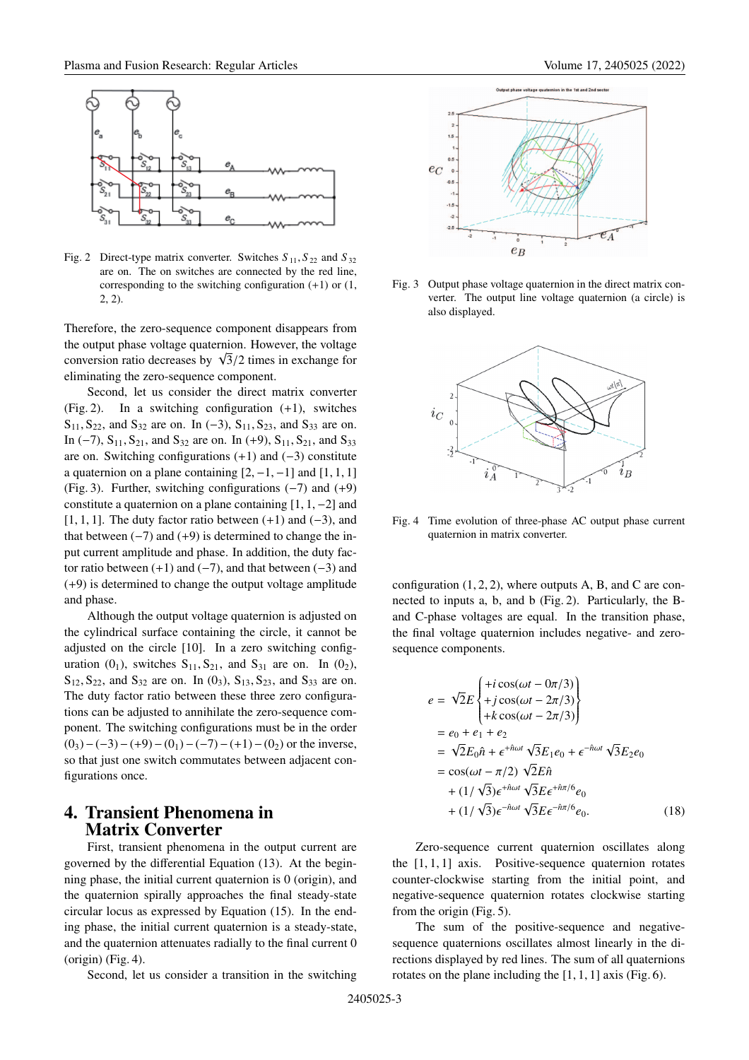Fig. 2 Direct-type matrix converter. Switches $S_{11}, S_{22}$ and $S_{32}$ are on. The on switches are connected by the red line, corresponding to the switching configuration (+1) or (1, 2, 2).

Therefore, the zero-sequence component disappears from the output phase voltage quaternion. However, the voltage conversion ratio decreases by $\sqrt{3}/2$ times in exchange for eliminating the zero-sequence component.

Second, let us consider the direct matrix converter (Fig. 2). In a switching configuration (+1), switches $S_{11}, S_{22}$, and $S_{32}$ are on. In (−3), $S_{11}, S_{23}$, and $S_{33}$ are on. In (−7), $S_{11}, S_{21}$, and $S_{32}$ are on. In (+9), $S_{11}, S_{21}$, and $S_{33}$ are on. Switching configurations (+1) and (−3) constitute a quaternion on a plane containing [2, −1, −1] and [1, 1, 1] (Fig. 3). Further, switching configurations (−7) and (+9) constitute a quaternion on a plane containing [1, 1, −2] and [1, 1, 1]. The duty factor ratio between (+1) and (−3), and that between (−7) and (+9) is determined to change the input current amplitude and phase. In addition, the duty factor ratio between (+1) and (−7), and that between (−3) and (+9) is determined to change the output voltage amplitude and phase.

Although the output voltage quaternion is adjusted on the cylindrical surface containing the circle, it cannot be adjusted on the circle [10]. In a zero switching configuration ($0_1$), switches $S_{11}, S_{21}$, and $S_{31}$ are on. In ($0_2$), $S_{12}, S_{22}$, and $S_{32}$ are on. In ($0_3$), $S_{13}, S_{23}$, and $S_{33}$ are on. The duty factor ratio between these three zero configurations can be adjusted to annihilate the zero-sequence component. The switching configurations must be in the order ($0_3$) − (−3) − (+9) − ($0_1$) − (−7) − (+1) − ($0_2$) or the inverse, so that just one switch commutates between adjacent configurations once.

Fig. 3 Output phase voltage quaternion in the direct matrix converter. The output line voltage quaternion (a circle) is also displayed.

Fig. 4 Time evolution of three-phase AC output phase current quaternion in matrix converter.

# 4. Transient Phenomena in Matrix Converter

First, transient phenomena in the output current are governed by the differential Equation (13). At the beginning phase, the initial current quaternion is 0 (origin), and the quaternion spirally approaches the final steady-state circular locus as expressed by Equation (15). In the ending phase, the initial current quaternion is a steady-state, and the quaternion attenuates radially to the final current 0 (origin) (Fig. 4).

Second, let us consider a transition in the switching configuration (1, 2, 2), where outputs A, B, and C are connected to inputs a, b, and b (Fig. 2). Particularly, the B- and C-phase voltages are equal. In the transition phase, the final voltage quaternion includes negative- and zero-sequence components.

$$
\begin{aligned}
e &= \sqrt{2}E \begin{Bmatrix} +i\cos(\omega t - 0\pi/3) \\ +j\cos(\omega t - 2\pi/3) \\ +k\cos(\omega t - 2\pi/3) \end{Bmatrix} \\
&= e_0 + e_1 + e_2 \\
&= \sqrt{2}E_0\hat{n} + \epsilon^{+\hat{n}\omega t}\sqrt{3}E_1 e_0 + \epsilon^{-\hat{n}\omega t}\sqrt{3}E_2 e_0 \\
&= \cos(\omega t - \pi/2)\sqrt{2}E\hat{n} \\
&\quad + (1/\sqrt{3})\epsilon^{+\hat{n}\omega t}\sqrt{3}E\epsilon^{+\hat{n}\pi/6}e_0 \\
&\quad + (1/\sqrt{3})\epsilon^{-\hat{n}\omega t}\sqrt{3}E\epsilon^{-\hat{n}\pi/6}e_0. \qquad (18)
\end{aligned}
$$

Zero-sequence current quaternion oscillates along the [1, 1, 1] axis. Positive-sequence quaternion rotates counter-clockwise starting from the initial point, and negative-sequence quaternion rotates clockwise starting from the origin (Fig. 5).

The sum of the positive-sequence and negative-sequence quaternions oscillates almost linearly in the directions displayed by red lines. The sum of all quaternions rotates on the plane including the [1, 1, 1] axis (Fig. 6).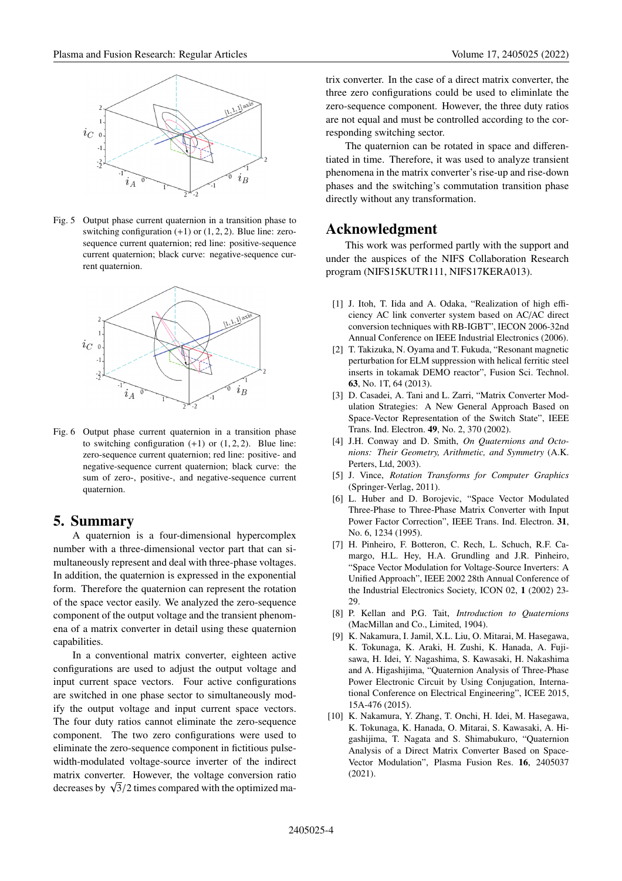$i_C$

2

1

0

-1

-2

-1

0

$i_A$

1

2

-2

-1

0

$i_B$

1

2

[1, 1, 1] axis

Fig. 5 Output phase current quaternion in a transition phase to switching configuration (+1) or (1, 2, 2). Blue line: zero-sequence current quaternion; red line: positive-sequence current quaternion; black curve: negative-sequence current quaternion.

$i_C$

2

1

0

-1

-2

-1

0

$i_A$

1

2

-2

-1

0

$i_B$

1

2

[1, 1, 1] axis

Fig. 6 Output phase current quaternion in a transition phase to switching configuration (+1) or (1, 2, 2). Blue line: zero-sequence current quaternion; red line: positive- and negative-sequence current quaternion; black curve: the sum of zero-, positive-, and negative-sequence current quaternion.

## 5. Summary

A quaternion is a four-dimensional hypercomplex number with a three-dimensional vector part that can simultaneously represent and deal with three-phase voltages. In addition, the quaternion is expressed in the exponential form. Therefore the quaternion can represent the rotation of the space vector easily. We analyzed the zero-sequence component of the output voltage and the transient phenomena of a matrix converter in detail using these quaternion capabilities.

In a conventional matrix converter, eighteen active configurations are used to adjust the output voltage and input current space vectors. Four active configurations are switched in one phase sector to simultaneously modify the output voltage and input current space vectors. The four duty ratios cannot eliminate the zero-sequence component. The two zero configurations were used to eliminate the zero-sequence component in fictitious pulse-width-modulated voltage-source inverter of the indirect matrix converter. However, the voltage conversion ratio decreases by $\sqrt{3}/2$ times compared with the optimized matrix converter. In the case of a direct matrix converter, the three zero configurations could be used to eliminlate the zero-sequence component. However, the three duty ratios are not equal and must be controlled according to the corresponding switching sector.

The quaternion can be rotated in space and differentiated in time. Therefore, it was used to analyze transient phenomena in the matrix converter's rise-up and rise-down phases and the switching's commutation transition phase directly without any transformation.

## Acknowledgment

This work was performed partly with the support and under the auspices of the NIFS Collaboration Research program (NIFS15KUTR111, NIFS17KERA013).

[1] J. Itoh, T. Iida and A. Odaka, "Realization of high efficiency AC link converter system based on AC/AC direct conversion techniques with RB-IGBT", IECON 2006-32nd Annual Conference on IEEE Industrial Electronics (2006).

[2] T. Takizuka, N. Oyama and T. Fukuda, "Resonant magnetic perturbation for ELM suppression with helical ferritic steel inserts in tokamak DEMO reactor", Fusion Sci. Technol. **63**, No. 1T, 64 (2013).

[3] D. Casadei, A. Tani and L. Zarri, "Matrix Converter Modulation Strategies: A New General Approach Based on Space-Vector Representation of the Switch State", IEEE Trans. Ind. Electron. **49**, No. 2, 370 (2002).

[4] J.H. Conway and D. Smith, *On Quaternions and Octonions: Their Geometry, Arithmetic, and Symmetry* (A.K. Perters, Ltd, 2003).

[5] J. Vince, *Rotation Transforms for Computer Graphics* (Springer-Verlag, 2011).

[6] L. Huber and D. Borojevic, "Space Vector Modulated Three-Phase to Three-Phase Matrix Converter with Input Power Factor Correction", IEEE Trans. Ind. Electron. **31**, No. 6, 1234 (1995).

[7] H. Pinheiro, F. Botteron, C. Rech, L. Schuch, R.F. Camargo, H.L. Hey, H.A. Grundling and J.R. Pinheiro, "Space Vector Modulation for Voltage-Source Inverters: A Unified Approach", IEEE 2002 28th Annual Conference of the Industrial Electronics Society, ICON 02, **1** (2002) 23-29.

[8] P. Kellan and P.G. Tait, *Introduction to Quaternions* (MacMillan and Co., Limited, 1904).

[9] K. Nakamura, I. Jamil, X.L. Liu, O. Mitarai, M. Hasegawa, K. Tokunaga, K. Araki, H. Zushi, K. Hanada, A. Fujisawa, H. Idei, Y. Nagashima, S. Kawasaki, H. Nakashima and A. Higashijima, "Quaternion Analysis of Three-Phase Power Electronic Circuit by Using Conjugation, International Conference on Electrical Engineering", ICEE 2015, 15A-476 (2015).

[10] K. Nakamura, Y. Zhang, T. Onchi, H. Idei, M. Hasegawa, K. Tokunaga, K. Hanada, O. Mitarai, S. Kawasaki, A. Higashijima, T. Nagata and S. Shimabukuro, "Quaternion Analysis of a Direct Matrix Converter Based on Space-Vector Modulation", Plasma Fusion Res. **16**, 2405037 (2021).